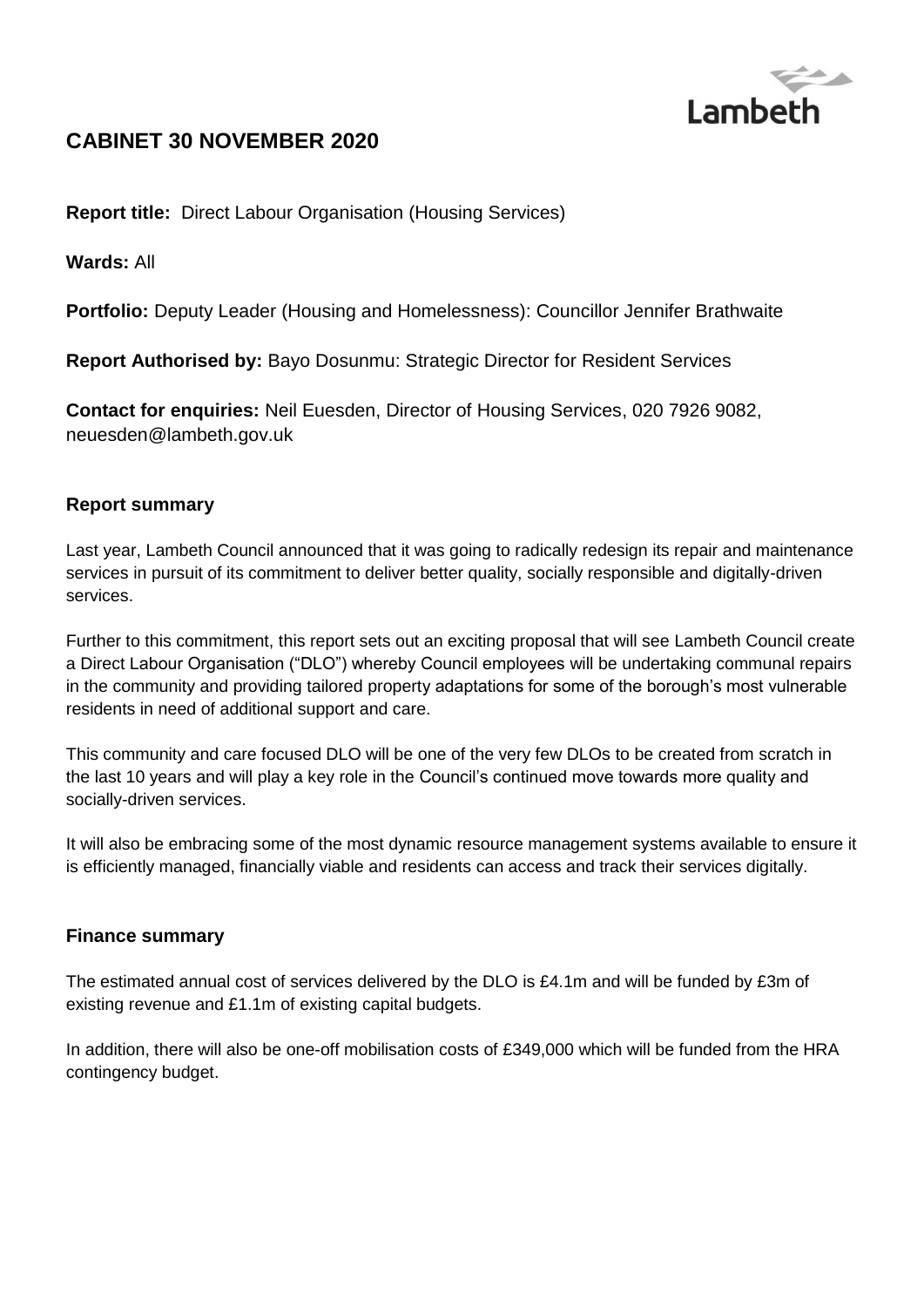Lambeth

# CABINET 30 NOVEMBER 2020

**Report title:** Direct Labour Organisation (Housing Services)

**Wards:** All

**Portfolio:** Deputy Leader (Housing and Homelessness): Councillor Jennifer Brathwaite

**Report Authorised by:** Bayo Dosunmu: Strategic Director for Resident Services

**Contact for enquiries:** Neil Euesden, Director of Housing Services, 020 7926 9082, neuesden@lambeth.gov.uk

## Report summary

Last year, Lambeth Council announced that it was going to radically redesign its repair and maintenance services in pursuit of its commitment to deliver better quality, socially responsible and digitally-driven services.

Further to this commitment, this report sets out an exciting proposal that will see Lambeth Council create a Direct Labour Organisation ("DLO") whereby Council employees will be undertaking communal repairs in the community and providing tailored property adaptations for some of the borough's most vulnerable residents in need of additional support and care.

This community and care focused DLO will be one of the very few DLOs to be created from scratch in the last 10 years and will play a key role in the Council's continued move towards more quality and socially-driven services.

It will also be embracing some of the most dynamic resource management systems available to ensure it is efficiently managed, financially viable and residents can access and track their services digitally.

## Finance summary

The estimated annual cost of services delivered by the DLO is £4.1m and will be funded by £3m of existing revenue and £1.1m of existing capital budgets.

In addition, there will also be one-off mobilisation costs of £349,000 which will be funded from the HRA contingency budget.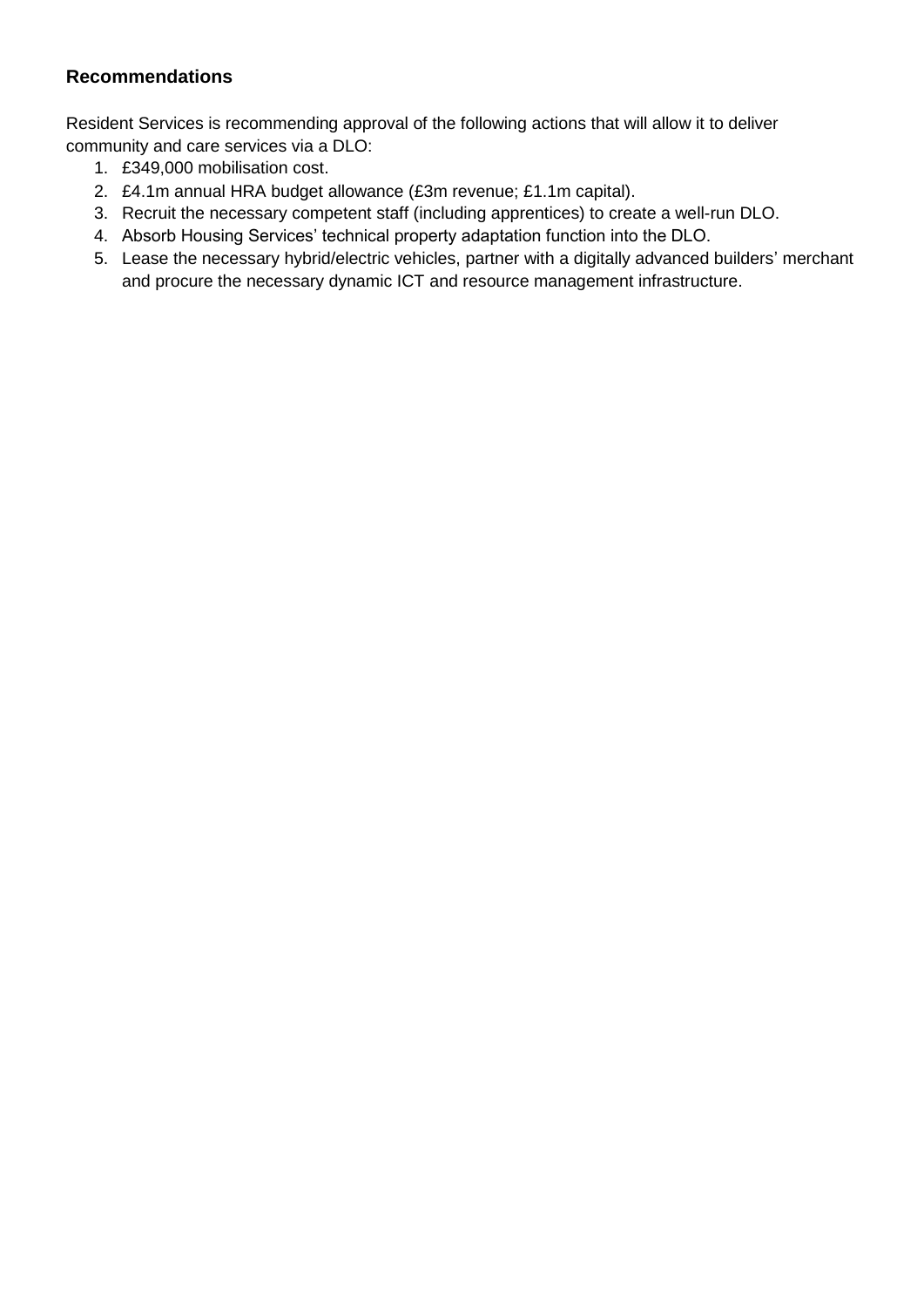## Recommendations

Resident Services is recommending approval of the following actions that will allow it to deliver community and care services via a DLO:

1. £349,000 mobilisation cost.
2. £4.1m annual HRA budget allowance (£3m revenue; £1.1m capital).
3. Recruit the necessary competent staff (including apprentices) to create a well-run DLO.
4. Absorb Housing Services' technical property adaptation function into the DLO.
5. Lease the necessary hybrid/electric vehicles, partner with a digitally advanced builders' merchant and procure the necessary dynamic ICT and resource management infrastructure.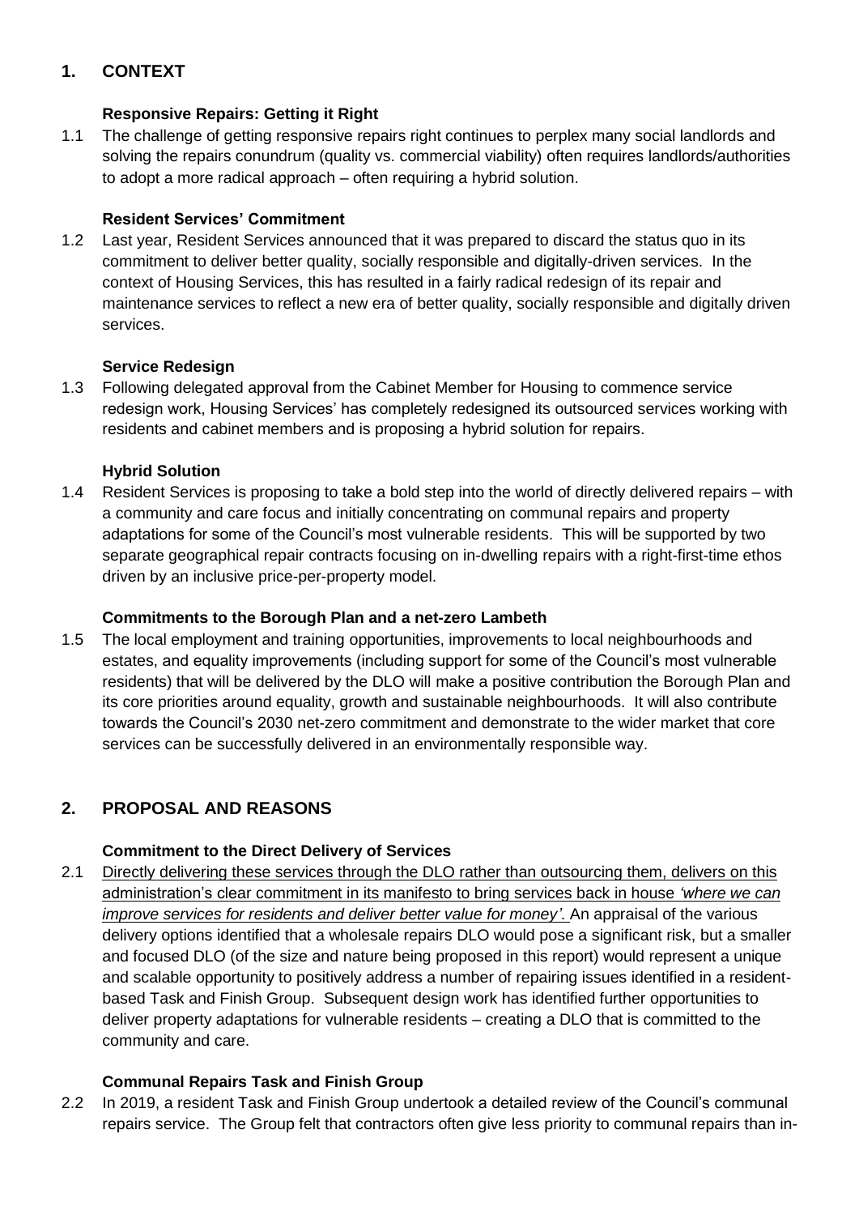## 1. CONTEXT

**Responsive Repairs: Getting it Right**

1.1 The challenge of getting responsive repairs right continues to perplex many social landlords and solving the repairs conundrum (quality vs. commercial viability) often requires landlords/authorities to adopt a more radical approach – often requiring a hybrid solution.

**Resident Services' Commitment**

1.2 Last year, Resident Services announced that it was prepared to discard the status quo in its commitment to deliver better quality, socially responsible and digitally-driven services. In the context of Housing Services, this has resulted in a fairly radical redesign of its repair and maintenance services to reflect a new era of better quality, socially responsible and digitally driven services.

**Service Redesign**

1.3 Following delegated approval from the Cabinet Member for Housing to commence service redesign work, Housing Services' has completely redesigned its outsourced services working with residents and cabinet members and is proposing a hybrid solution for repairs.

**Hybrid Solution**

1.4 Resident Services is proposing to take a bold step into the world of directly delivered repairs – with a community and care focus and initially concentrating on communal repairs and property adaptations for some of the Council's most vulnerable residents. This will be supported by two separate geographical repair contracts focusing on in-dwelling repairs with a right-first-time ethos driven by an inclusive price-per-property model.

**Commitments to the Borough Plan and a net-zero Lambeth**

1.5 The local employment and training opportunities, improvements to local neighbourhoods and estates, and equality improvements (including support for some of the Council's most vulnerable residents) that will be delivered by the DLO will make a positive contribution the Borough Plan and its core priorities around equality, growth and sustainable neighbourhoods. It will also contribute towards the Council's 2030 net-zero commitment and demonstrate to the wider market that core services can be successfully delivered in an environmentally responsible way.

## 2. PROPOSAL AND REASONS

**Commitment to the Direct Delivery of Services**

2.1 <u>Directly delivering these services through the DLO rather than outsourcing them, delivers on this administration's clear commitment in its manifesto to bring services back in house *'where we can improve services for residents and deliver better value for money'*.</u> An appraisal of the various delivery options identified that a wholesale repairs DLO would pose a significant risk, but a smaller and focused DLO (of the size and nature being proposed in this report) would represent a unique and scalable opportunity to positively address a number of repairing issues identified in a resident-based Task and Finish Group. Subsequent design work has identified further opportunities to deliver property adaptations for vulnerable residents – creating a DLO that is committed to the community and care.

**Communal Repairs Task and Finish Group**

2.2 In 2019, a resident Task and Finish Group undertook a detailed review of the Council's communal repairs service. The Group felt that contractors often give less priority to communal repairs than in-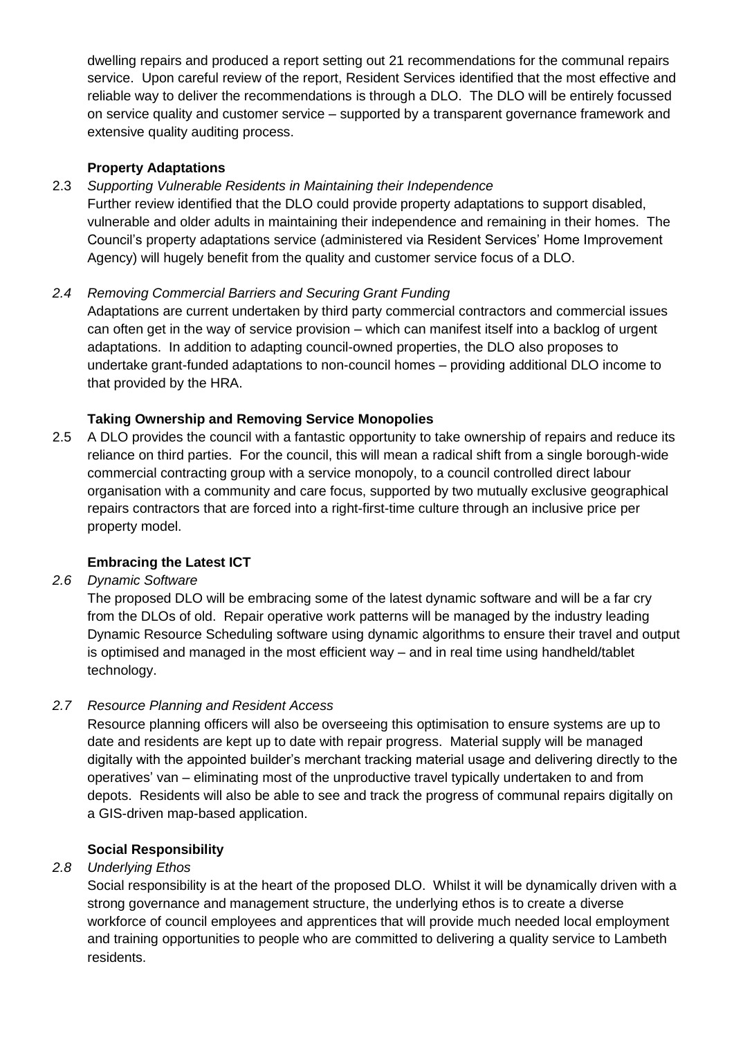dwelling repairs and produced a report setting out 21 recommendations for the communal repairs service. Upon careful review of the report, Resident Services identified that the most effective and reliable way to deliver the recommendations is through a DLO. The DLO will be entirely focussed on service quality and customer service – supported by a transparent governance framework and extensive quality auditing process.

**Property Adaptations**

2.3 *Supporting Vulnerable Residents in Maintaining their Independence*

Further review identified that the DLO could provide property adaptations to support disabled, vulnerable and older adults in maintaining their independence and remaining in their homes. The Council's property adaptations service (administered via Resident Services' Home Improvement Agency) will hugely benefit from the quality and customer service focus of a DLO.

*2.4 Removing Commercial Barriers and Securing Grant Funding*

Adaptations are current undertaken by third party commercial contractors and commercial issues can often get in the way of service provision – which can manifest itself into a backlog of urgent adaptations. In addition to adapting council-owned properties, the DLO also proposes to undertake grant-funded adaptations to non-council homes – providing additional DLO income to that provided by the HRA.

**Taking Ownership and Removing Service Monopolies**

2.5 A DLO provides the council with a fantastic opportunity to take ownership of repairs and reduce its reliance on third parties. For the council, this will mean a radical shift from a single borough-wide commercial contracting group with a service monopoly, to a council controlled direct labour organisation with a community and care focus, supported by two mutually exclusive geographical repairs contractors that are forced into a right-first-time culture through an inclusive price per property model.

**Embracing the Latest ICT**

*2.6 Dynamic Software*

The proposed DLO will be embracing some of the latest dynamic software and will be a far cry from the DLOs of old. Repair operative work patterns will be managed by the industry leading Dynamic Resource Scheduling software using dynamic algorithms to ensure their travel and output is optimised and managed in the most efficient way – and in real time using handheld/tablet technology.

*2.7 Resource Planning and Resident Access*

Resource planning officers will also be overseeing this optimisation to ensure systems are up to date and residents are kept up to date with repair progress. Material supply will be managed digitally with the appointed builder's merchant tracking material usage and delivering directly to the operatives' van – eliminating most of the unproductive travel typically undertaken to and from depots. Residents will also be able to see and track the progress of communal repairs digitally on a GIS-driven map-based application.

**Social Responsibility**

*2.8 Underlying Ethos*

Social responsibility is at the heart of the proposed DLO. Whilst it will be dynamically driven with a strong governance and management structure, the underlying ethos is to create a diverse workforce of council employees and apprentices that will provide much needed local employment and training opportunities to people who are committed to delivering a quality service to Lambeth residents.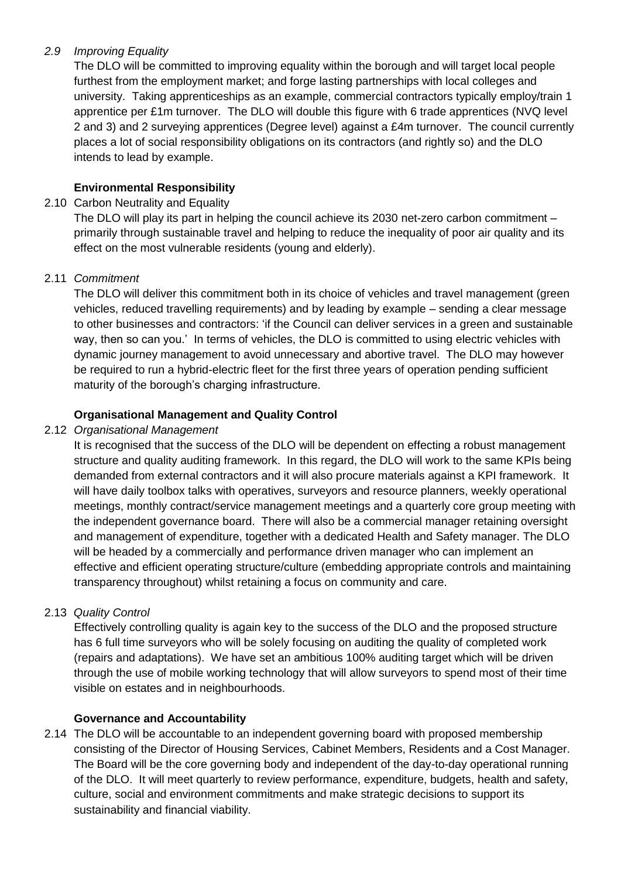2.9 *Improving Equality*

The DLO will be committed to improving equality within the borough and will target local people furthest from the employment market; and forge lasting partnerships with local colleges and university. Taking apprenticeships as an example, commercial contractors typically employ/train 1 apprentice per £1m turnover. The DLO will double this figure with 6 trade apprentices (NVQ level 2 and 3) and 2 surveying apprentices (Degree level) against a £4m turnover. The council currently places a lot of social responsibility obligations on its contractors (and rightly so) and the DLO intends to lead by example.

**Environmental Responsibility**

2.10 Carbon Neutrality and Equality

The DLO will play its part in helping the council achieve its 2030 net-zero carbon commitment – primarily through sustainable travel and helping to reduce the inequality of poor air quality and its effect on the most vulnerable residents (young and elderly).

2.11 *Commitment*

The DLO will deliver this commitment both in its choice of vehicles and travel management (green vehicles, reduced travelling requirements) and by leading by example – sending a clear message to other businesses and contractors: 'if the Council can deliver services in a green and sustainable way, then so can you.' In terms of vehicles, the DLO is committed to using electric vehicles with dynamic journey management to avoid unnecessary and abortive travel. The DLO may however be required to run a hybrid-electric fleet for the first three years of operation pending sufficient maturity of the borough's charging infrastructure.

**Organisational Management and Quality Control**

2.12 *Organisational Management*

It is recognised that the success of the DLO will be dependent on effecting a robust management structure and quality auditing framework. In this regard, the DLO will work to the same KPIs being demanded from external contractors and it will also procure materials against a KPI framework. It will have daily toolbox talks with operatives, surveyors and resource planners, weekly operational meetings, monthly contract/service management meetings and a quarterly core group meeting with the independent governance board. There will also be a commercial manager retaining oversight and management of expenditure, together with a dedicated Health and Safety manager. The DLO will be headed by a commercially and performance driven manager who can implement an effective and efficient operating structure/culture (embedding appropriate controls and maintaining transparency throughout) whilst retaining a focus on community and care.

2.13 *Quality Control*

Effectively controlling quality is again key to the success of the DLO and the proposed structure has 6 full time surveyors who will be solely focusing on auditing the quality of completed work (repairs and adaptations). We have set an ambitious 100% auditing target which will be driven through the use of mobile working technology that will allow surveyors to spend most of their time visible on estates and in neighbourhoods.

**Governance and Accountability**

2.14 The DLO will be accountable to an independent governing board with proposed membership consisting of the Director of Housing Services, Cabinet Members, Residents and a Cost Manager. The Board will be the core governing body and independent of the day-to-day operational running of the DLO. It will meet quarterly to review performance, expenditure, budgets, health and safety, culture, social and environment commitments and make strategic decisions to support its sustainability and financial viability.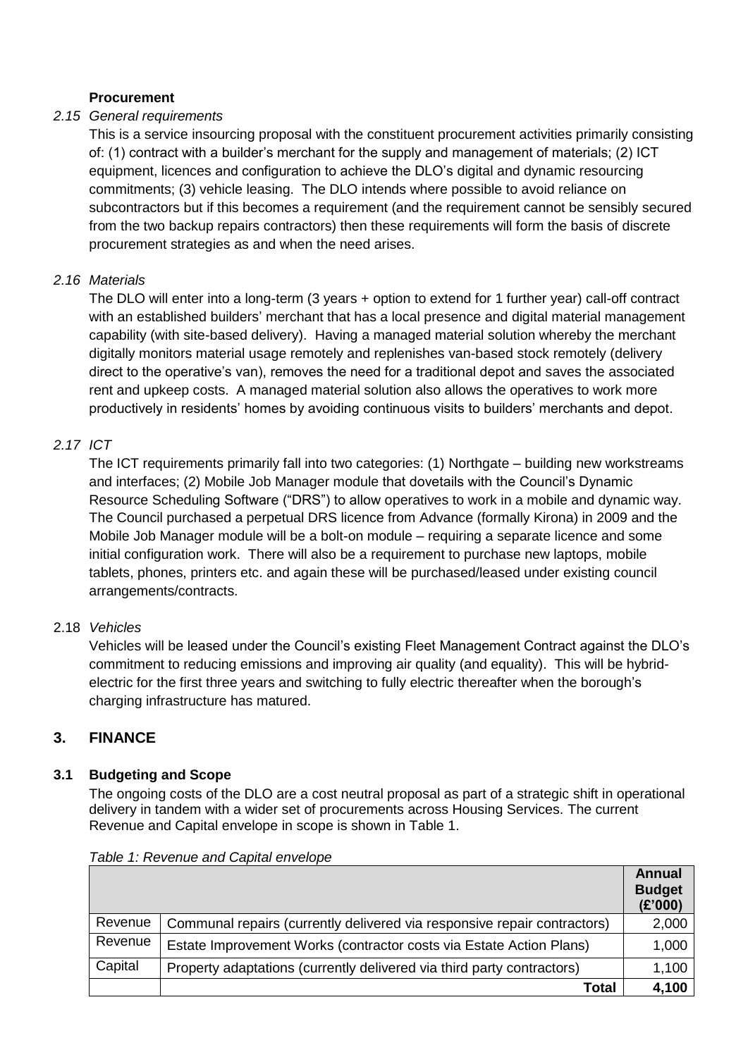**Procurement**

*2.15 General requirements*

This is a service insourcing proposal with the constituent procurement activities primarily consisting of: (1) contract with a builder's merchant for the supply and management of materials; (2) ICT equipment, licences and configuration to achieve the DLO's digital and dynamic resourcing commitments; (3) vehicle leasing. The DLO intends where possible to avoid reliance on subcontractors but if this becomes a requirement (and the requirement cannot be sensibly secured from the two backup repairs contractors) then these requirements will form the basis of discrete procurement strategies as and when the need arises.

*2.16 Materials*

The DLO will enter into a long-term (3 years + option to extend for 1 further year) call-off contract with an established builders' merchant that has a local presence and digital material management capability (with site-based delivery). Having a managed material solution whereby the merchant digitally monitors material usage remotely and replenishes van-based stock remotely (delivery direct to the operative's van), removes the need for a traditional depot and saves the associated rent and upkeep costs. A managed material solution also allows the operatives to work more productively in residents' homes by avoiding continuous visits to builders' merchants and depot.

*2.17 ICT*

The ICT requirements primarily fall into two categories: (1) Northgate – building new workstreams and interfaces; (2) Mobile Job Manager module that dovetails with the Council's Dynamic Resource Scheduling Software ("DRS") to allow operatives to work in a mobile and dynamic way. The Council purchased a perpetual DRS licence from Advance (formally Kirona) in 2009 and the Mobile Job Manager module will be a bolt-on module – requiring a separate licence and some initial configuration work. There will also be a requirement to purchase new laptops, mobile tablets, phones, printers etc. and again these will be purchased/leased under existing council arrangements/contracts.

2.18 *Vehicles*

Vehicles will be leased under the Council's existing Fleet Management Contract against the DLO's commitment to reducing emissions and improving air quality (and equality). This will be hybrid-electric for the first three years and switching to fully electric thereafter when the borough's charging infrastructure has matured.

## 3. FINANCE

### 3.1 Budgeting and Scope

The ongoing costs of the DLO are a cost neutral proposal as part of a strategic shift in operational delivery in tandem with a wider set of procurements across Housing Services. The current Revenue and Capital envelope in scope is shown in Table 1.

*Table 1: Revenue and Capital envelope*

| | | **Annual Budget (£'000)** |
|---|---|---|
| Revenue | Communal repairs (currently delivered via responsive repair contractors) | 2,000 |
| Revenue | Estate Improvement Works (contractor costs via Estate Action Plans) | 1,000 |
| Capital | Property adaptations (currently delivered via third party contractors) | 1,100 |
| | **Total** | **4,100** |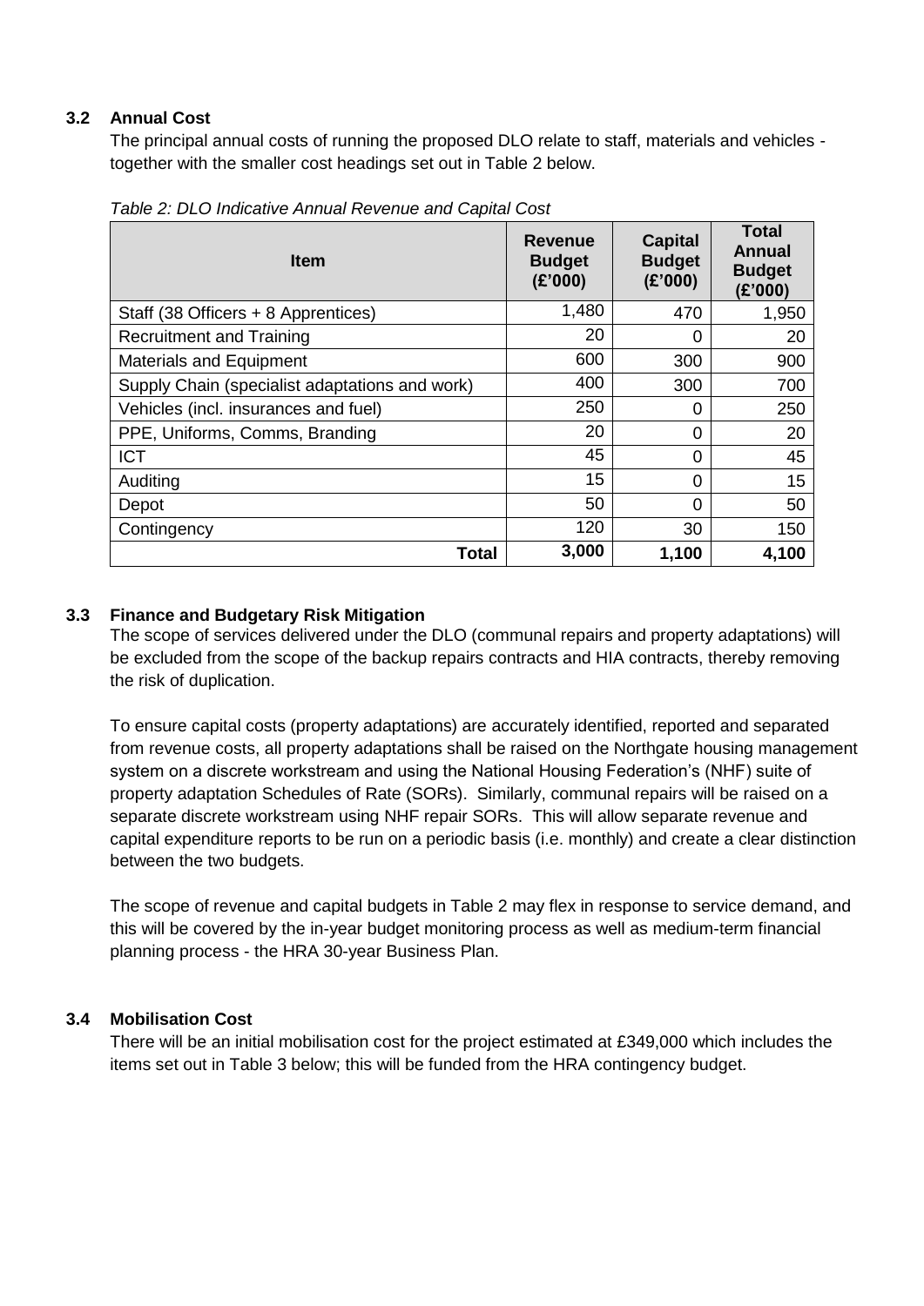### 3.2 Annual Cost

The principal annual costs of running the proposed DLO relate to staff, materials and vehicles - together with the smaller cost headings set out in Table 2 below.

*Table 2: DLO Indicative Annual Revenue and Capital Cost*

| Item | Revenue Budget (£'000) | Capital Budget (£'000) | Total Annual Budget (£'000) |
|---|---|---|---|
| Staff (38 Officers + 8 Apprentices) | 1,480 | 470 | 1,950 |
| Recruitment and Training | 20 | 0 | 20 |
| Materials and Equipment | 600 | 300 | 900 |
| Supply Chain (specialist adaptations and work) | 400 | 300 | 700 |
| Vehicles (incl. insurances and fuel) | 250 | 0 | 250 |
| PPE, Uniforms, Comms, Branding | 20 | 0 | 20 |
| ICT | 45 | 0 | 45 |
| Auditing | 15 | 0 | 15 |
| Depot | 50 | 0 | 50 |
| Contingency | 120 | 30 | 150 |
| **Total** | **3,000** | **1,100** | **4,100** |

### 3.3 Finance and Budgetary Risk Mitigation

The scope of services delivered under the DLO (communal repairs and property adaptations) will be excluded from the scope of the backup repairs contracts and HIA contracts, thereby removing the risk of duplication.

To ensure capital costs (property adaptations) are accurately identified, reported and separated from revenue costs, all property adaptations shall be raised on the Northgate housing management system on a discrete workstream and using the National Housing Federation's (NHF) suite of property adaptation Schedules of Rate (SORs). Similarly, communal repairs will be raised on a separate discrete workstream using NHF repair SORs. This will allow separate revenue and capital expenditure reports to be run on a periodic basis (i.e. monthly) and create a clear distinction between the two budgets.

The scope of revenue and capital budgets in Table 2 may flex in response to service demand, and this will be covered by the in-year budget monitoring process as well as medium-term financial planning process - the HRA 30-year Business Plan.

### 3.4 Mobilisation Cost

There will be an initial mobilisation cost for the project estimated at £349,000 which includes the items set out in Table 3 below; this will be funded from the HRA contingency budget.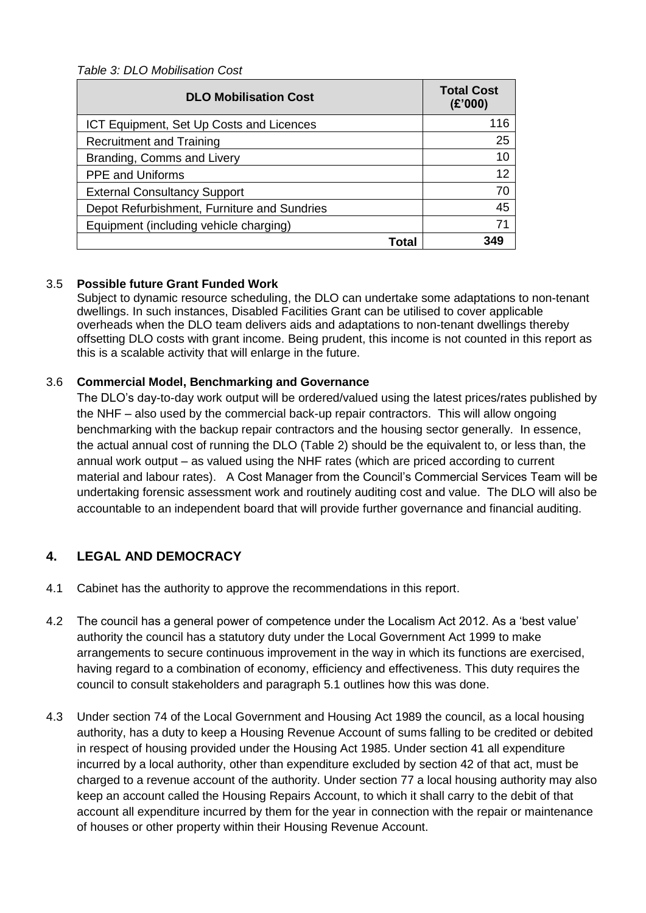*Table 3: DLO Mobilisation Cost*

| DLO Mobilisation Cost | Total Cost (£'000) |
|---|---|
| ICT Equipment, Set Up Costs and Licences | 116 |
| Recruitment and Training | 25 |
| Branding, Comms and Livery | 10 |
| PPE and Uniforms | 12 |
| External Consultancy Support | 70 |
| Depot Refurbishment, Furniture and Sundries | 45 |
| Equipment (including vehicle charging) | 71 |
| **Total** | **349** |

3.5 **Possible future Grant Funded Work**

Subject to dynamic resource scheduling, the DLO can undertake some adaptations to non-tenant dwellings. In such instances, Disabled Facilities Grant can be utilised to cover applicable overheads when the DLO team delivers aids and adaptations to non-tenant dwellings thereby offsetting DLO costs with grant income. Being prudent, this income is not counted in this report as this is a scalable activity that will enlarge in the future.

3.6 **Commercial Model, Benchmarking and Governance**

The DLO's day-to-day work output will be ordered/valued using the latest prices/rates published by the NHF – also used by the commercial back-up repair contractors. This will allow ongoing benchmarking with the backup repair contractors and the housing sector generally. In essence, the actual annual cost of running the DLO (Table 2) should be the equivalent to, or less than, the annual work output – as valued using the NHF rates (which are priced according to current material and labour rates). A Cost Manager from the Council's Commercial Services Team will be undertaking forensic assessment work and routinely auditing cost and value. The DLO will also be accountable to an independent board that will provide further governance and financial auditing.

## 4. LEGAL AND DEMOCRACY

4.1 Cabinet has the authority to approve the recommendations in this report.

4.2 The council has a general power of competence under the Localism Act 2012. As a 'best value' authority the council has a statutory duty under the Local Government Act 1999 to make arrangements to secure continuous improvement in the way in which its functions are exercised, having regard to a combination of economy, efficiency and effectiveness. This duty requires the council to consult stakeholders and paragraph 5.1 outlines how this was done.

4.3 Under section 74 of the Local Government and Housing Act 1989 the council, as a local housing authority, has a duty to keep a Housing Revenue Account of sums falling to be credited or debited in respect of housing provided under the Housing Act 1985. Under section 41 all expenditure incurred by a local authority, other than expenditure excluded by section 42 of that act, must be charged to a revenue account of the authority. Under section 77 a local housing authority may also keep an account called the Housing Repairs Account, to which it shall carry to the debit of that account all expenditure incurred by them for the year in connection with the repair or maintenance of houses or other property within their Housing Revenue Account.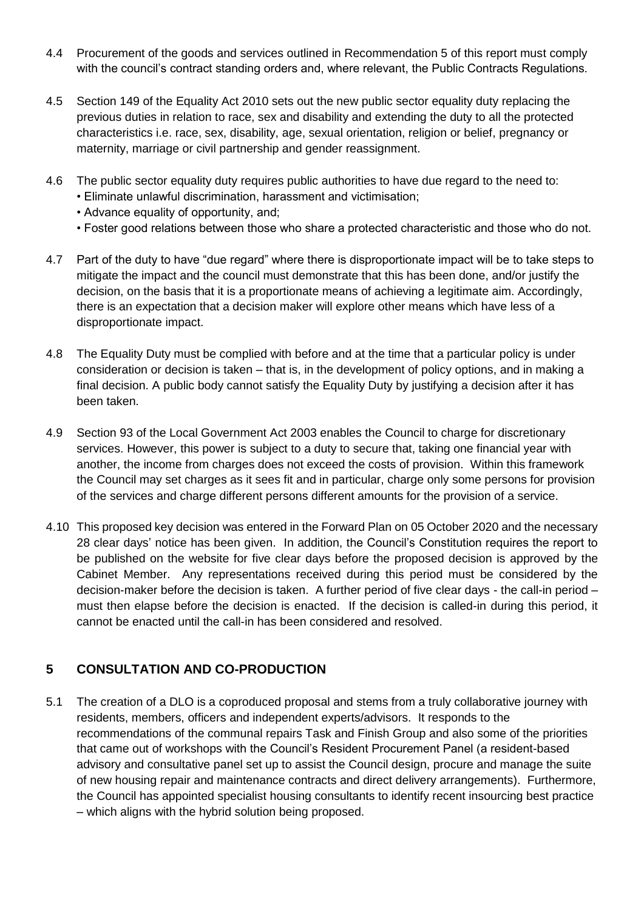4.4 Procurement of the goods and services outlined in Recommendation 5 of this report must comply with the council's contract standing orders and, where relevant, the Public Contracts Regulations.

4.5 Section 149 of the Equality Act 2010 sets out the new public sector equality duty replacing the previous duties in relation to race, sex and disability and extending the duty to all the protected characteristics i.e. race, sex, disability, age, sexual orientation, religion or belief, pregnancy or maternity, marriage or civil partnership and gender reassignment.

4.6 The public sector equality duty requires public authorities to have due regard to the need to:
- Eliminate unlawful discrimination, harassment and victimisation;
- Advance equality of opportunity, and;
- Foster good relations between those who share a protected characteristic and those who do not.

4.7 Part of the duty to have "due regard" where there is disproportionate impact will be to take steps to mitigate the impact and the council must demonstrate that this has been done, and/or justify the decision, on the basis that it is a proportionate means of achieving a legitimate aim. Accordingly, there is an expectation that a decision maker will explore other means which have less of a disproportionate impact.

4.8 The Equality Duty must be complied with before and at the time that a particular policy is under consideration or decision is taken – that is, in the development of policy options, and in making a final decision. A public body cannot satisfy the Equality Duty by justifying a decision after it has been taken.

4.9 Section 93 of the Local Government Act 2003 enables the Council to charge for discretionary services. However, this power is subject to a duty to secure that, taking one financial year with another, the income from charges does not exceed the costs of provision. Within this framework the Council may set charges as it sees fit and in particular, charge only some persons for provision of the services and charge different persons different amounts for the provision of a service.

4.10 This proposed key decision was entered in the Forward Plan on 05 October 2020 and the necessary 28 clear days' notice has been given. In addition, the Council's Constitution requires the report to be published on the website for five clear days before the proposed decision is approved by the Cabinet Member. Any representations received during this period must be considered by the decision-maker before the decision is taken. A further period of five clear days - the call-in period – must then elapse before the decision is enacted. If the decision is called-in during this period, it cannot be enacted until the call-in has been considered and resolved.

## 5 CONSULTATION AND CO-PRODUCTION

5.1 The creation of a DLO is a coproduced proposal and stems from a truly collaborative journey with residents, members, officers and independent experts/advisors. It responds to the recommendations of the communal repairs Task and Finish Group and also some of the priorities that came out of workshops with the Council's Resident Procurement Panel (a resident-based advisory and consultative panel set up to assist the Council design, procure and manage the suite of new housing repair and maintenance contracts and direct delivery arrangements). Furthermore, the Council has appointed specialist housing consultants to identify recent insourcing best practice – which aligns with the hybrid solution being proposed.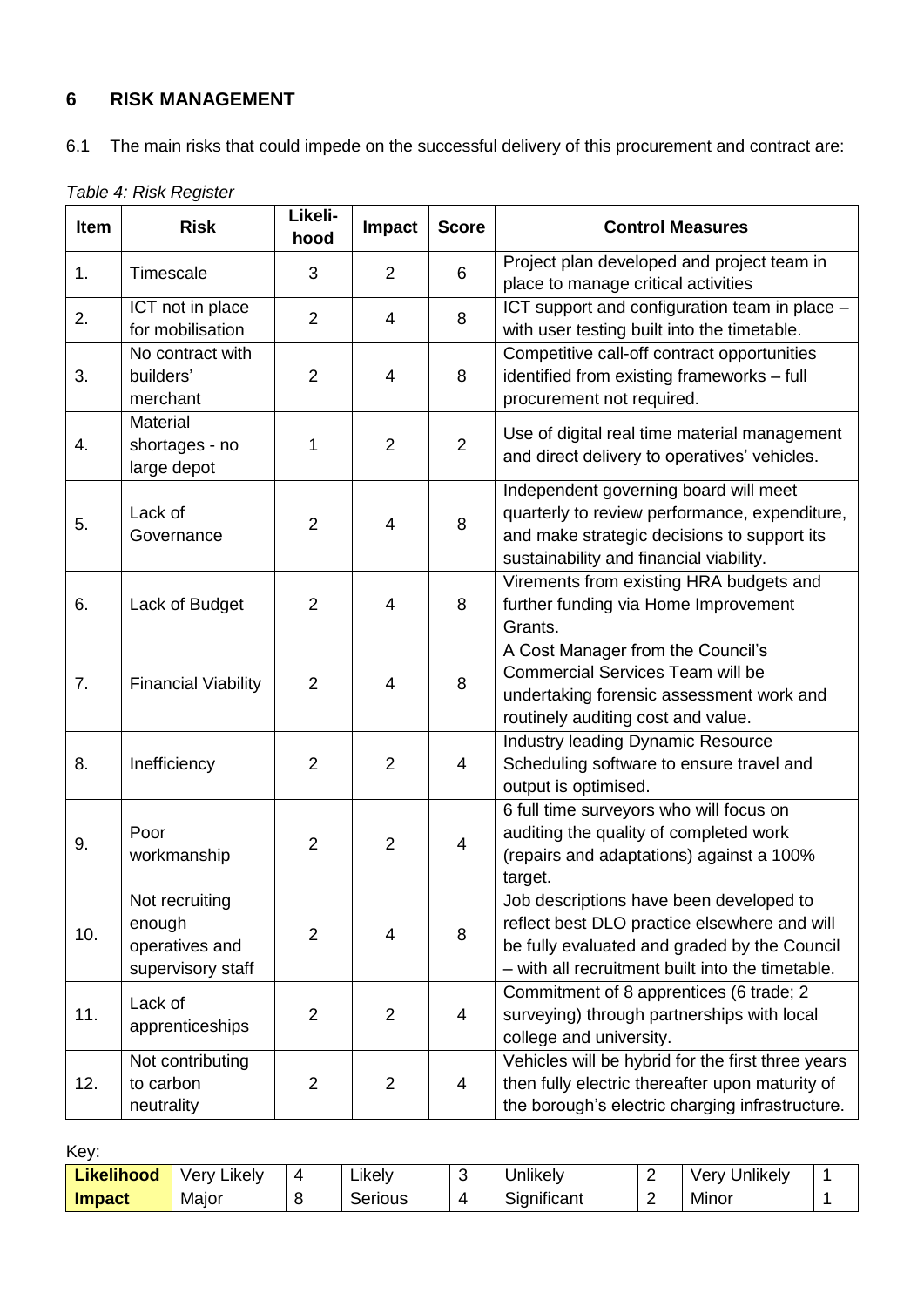## 6 RISK MANAGEMENT

6.1 The main risks that could impede on the successful delivery of this procurement and contract are:

*Table 4: Risk Register*

| Item | Risk | Likeli-hood | Impact | Score | Control Measures |
|---|---|---|---|---|---|
| 1. | Timescale | 3 | 2 | 6 | Project plan developed and project team in place to manage critical activities |
| 2. | ICT not in place for mobilisation | 2 | 4 | 8 | ICT support and configuration team in place – with user testing built into the timetable. |
| 3. | No contract with builders' merchant | 2 | 4 | 8 | Competitive call-off contract opportunities identified from existing frameworks – full procurement not required. |
| 4. | Material shortages - no large depot | 1 | 2 | 2 | Use of digital real time material management and direct delivery to operatives' vehicles. |
| 5. | Lack of Governance | 2 | 4 | 8 | Independent governing board will meet quarterly to review performance, expenditure, and make strategic decisions to support its sustainability and financial viability. |
| 6. | Lack of Budget | 2 | 4 | 8 | Virements from existing HRA budgets and further funding via Home Improvement Grants. |
| 7. | Financial Viability | 2 | 4 | 8 | A Cost Manager from the Council's Commercial Services Team will be undertaking forensic assessment work and routinely auditing cost and value. |
| 8. | Inefficiency | 2 | 2 | 4 | Industry leading Dynamic Resource Scheduling software to ensure travel and output is optimised. |
| 9. | Poor workmanship | 2 | 2 | 4 | 6 full time surveyors who will focus on auditing the quality of completed work (repairs and adaptations) against a 100% target. |
| 10. | Not recruiting enough operatives and supervisory staff | 2 | 4 | 8 | Job descriptions have been developed to reflect best DLO practice elsewhere and will be fully evaluated and graded by the Council – with all recruitment built into the timetable. |
| 11. | Lack of apprenticeships | 2 | 2 | 4 | Commitment of 8 apprentices (6 trade; 2 surveying) through partnerships with local college and university. |
| 12. | Not contributing to carbon neutrality | 2 | 2 | 4 | Vehicles will be hybrid for the first three years then fully electric thereafter upon maturity of the borough's electric charging infrastructure. |

Key:

| **Likelihood** | Very Likely | 4 | Likely | 3 | Unlikely | 2 | Very Unlikely | 1 |
|---|---|---|---|---|---|---|---|---|
| **Impact** | Major | 8 | Serious | 4 | Significant | 2 | Minor | 1 |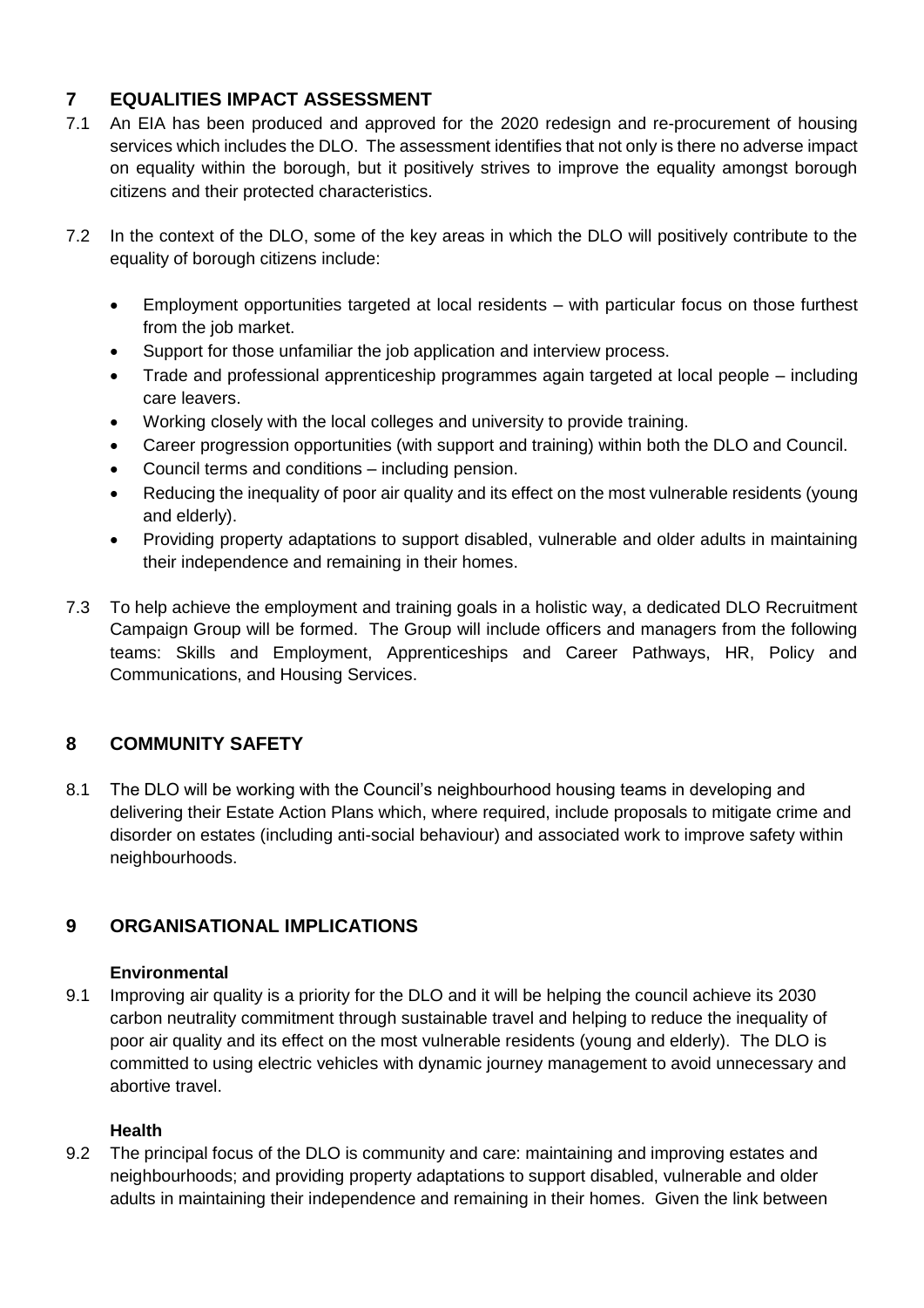## 7 EQUALITIES IMPACT ASSESSMENT

7.1 An EIA has been produced and approved for the 2020 redesign and re-procurement of housing services which includes the DLO. The assessment identifies that not only is there no adverse impact on equality within the borough, but it positively strives to improve the equality amongst borough citizens and their protected characteristics.

7.2 In the context of the DLO, some of the key areas in which the DLO will positively contribute to the equality of borough citizens include:

- Employment opportunities targeted at local residents – with particular focus on those furthest from the job market.
- Support for those unfamiliar the job application and interview process.
- Trade and professional apprenticeship programmes again targeted at local people – including care leavers.
- Working closely with the local colleges and university to provide training.
- Career progression opportunities (with support and training) within both the DLO and Council.
- Council terms and conditions – including pension.
- Reducing the inequality of poor air quality and its effect on the most vulnerable residents (young and elderly).
- Providing property adaptations to support disabled, vulnerable and older adults in maintaining their independence and remaining in their homes.

7.3 To help achieve the employment and training goals in a holistic way, a dedicated DLO Recruitment Campaign Group will be formed. The Group will include officers and managers from the following teams: Skills and Employment, Apprenticeships and Career Pathways, HR, Policy and Communications, and Housing Services.

## 8 COMMUNITY SAFETY

8.1 The DLO will be working with the Council's neighbourhood housing teams in developing and delivering their Estate Action Plans which, where required, include proposals to mitigate crime and disorder on estates (including anti-social behaviour) and associated work to improve safety within neighbourhoods.

## 9 ORGANISATIONAL IMPLICATIONS

**Environmental**

9.1 Improving air quality is a priority for the DLO and it will be helping the council achieve its 2030 carbon neutrality commitment through sustainable travel and helping to reduce the inequality of poor air quality and its effect on the most vulnerable residents (young and elderly). The DLO is committed to using electric vehicles with dynamic journey management to avoid unnecessary and abortive travel.

**Health**

9.2 The principal focus of the DLO is community and care: maintaining and improving estates and neighbourhoods; and providing property adaptations to support disabled, vulnerable and older adults in maintaining their independence and remaining in their homes. Given the link between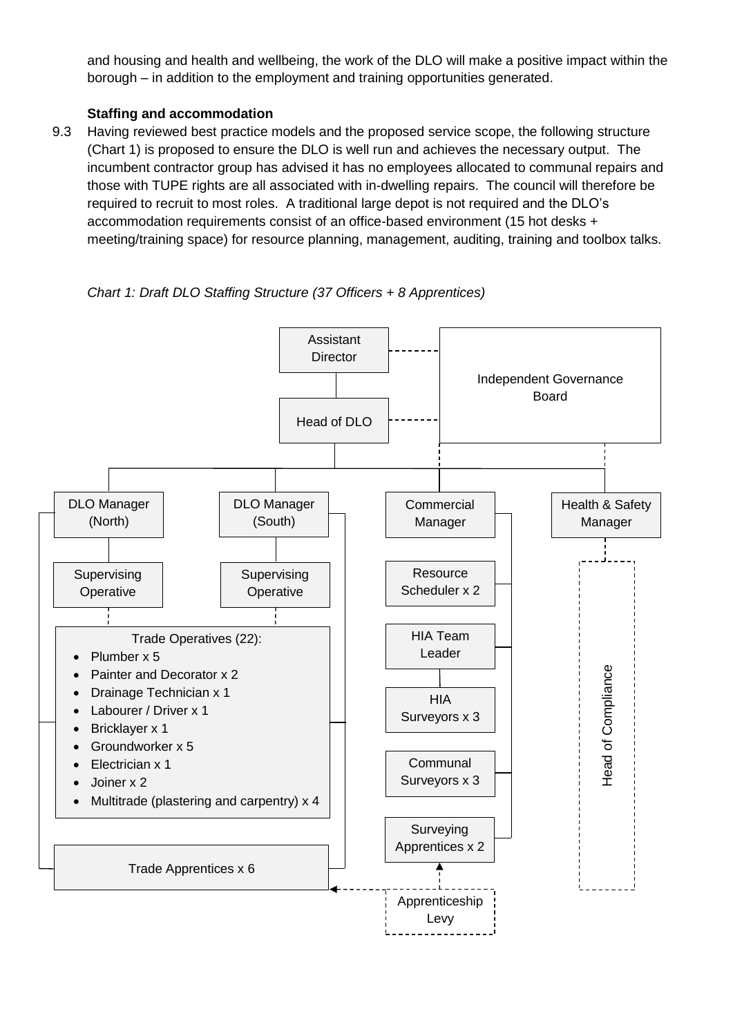and housing and health and wellbeing, the work of the DLO will make a positive impact within the borough – in addition to the employment and training opportunities generated.

**Staffing and accommodation**

9.3 Having reviewed best practice models and the proposed service scope, the following structure (Chart 1) is proposed to ensure the DLO is well run and achieves the necessary output. The incumbent contractor group has advised it has no employees allocated to communal repairs and those with TUPE rights are all associated with in-dwelling repairs. The council will therefore be required to recruit to most roles. A traditional large depot is not required and the DLO's accommodation requirements consist of an office-based environment (15 hot desks + meeting/training space) for resource planning, management, auditing, training and toolbox talks.

*Chart 1: Draft DLO Staffing Structure (37 Officers + 8 Apprentices)*

- Assistant Director
- Independent Governance Board
- Head of DLO
- DLO Manager (North)
- DLO Manager (South)
- Commercial Manager
- Health & Safety Manager
- Supervising Operative
- Supervising Operative
- Resource Scheduler x 2
- Trade Operatives (22):
  - Plumber x 5
  - Painter and Decorator x 2
  - Drainage Technician x 1
  - Labourer / Driver x 1
  - Bricklayer x 1
  - Groundworker x 5
  - Electrician x 1
  - Joiner x 2
  - Multitrade (plastering and carpentry) x 4
- HIA Team Leader
- HIA Surveyors x 3
- Communal Surveyors x 3
- Surveying Apprentices x 2
- Head of Compliance
- Trade Apprentices x 6
- Apprenticeship Levy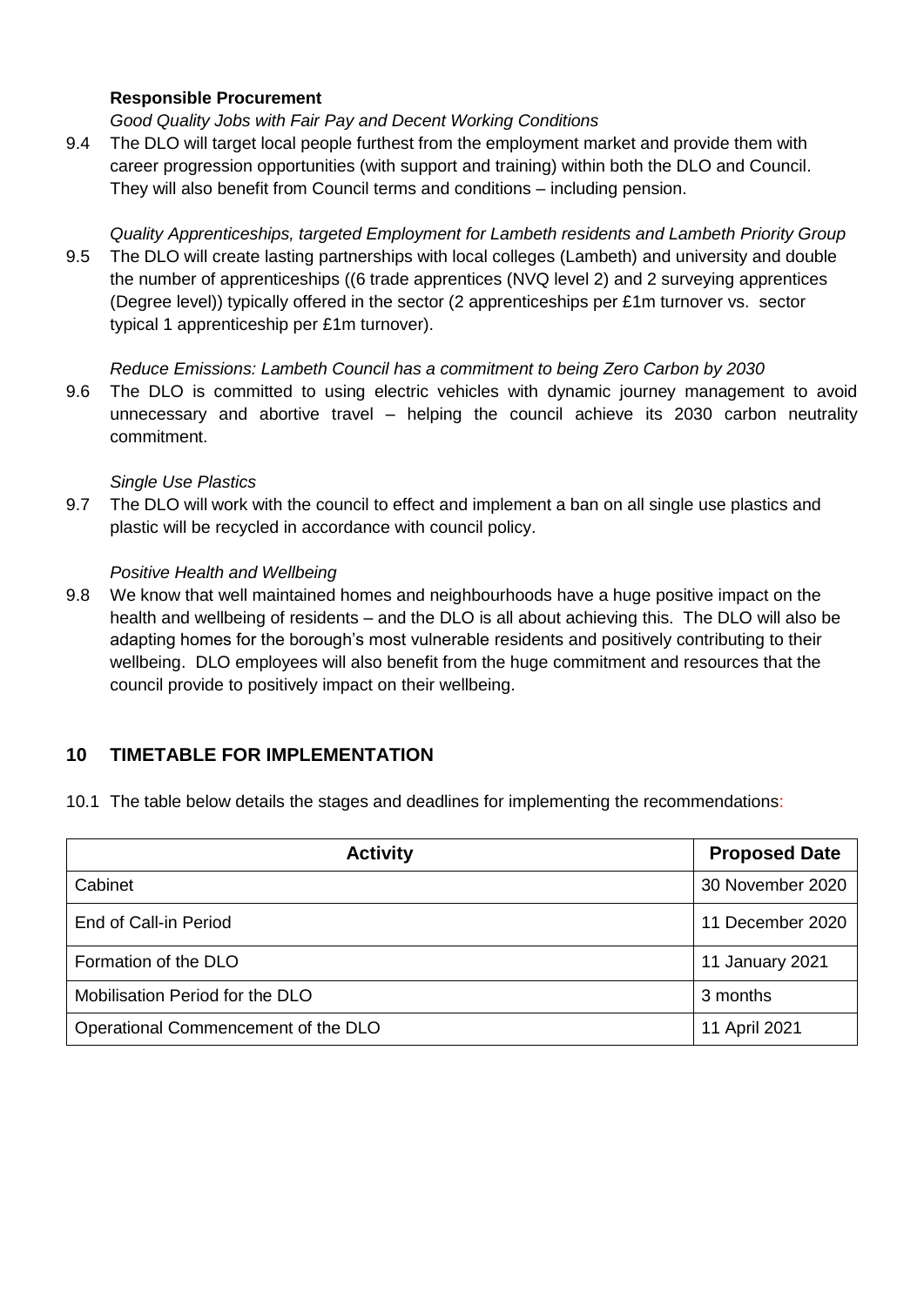**Responsible Procurement**

*Good Quality Jobs with Fair Pay and Decent Working Conditions*

9.4 The DLO will target local people furthest from the employment market and provide them with career progression opportunities (with support and training) within both the DLO and Council. They will also benefit from Council terms and conditions – including pension.

*Quality Apprenticeships, targeted Employment for Lambeth residents and Lambeth Priority Group*

9.5 The DLO will create lasting partnerships with local colleges (Lambeth) and university and double the number of apprenticeships ((6 trade apprentices (NVQ level 2) and 2 surveying apprentices (Degree level)) typically offered in the sector (2 apprenticeships per £1m turnover vs. sector typical 1 apprenticeship per £1m turnover).

*Reduce Emissions: Lambeth Council has a commitment to being Zero Carbon by 2030*

9.6 The DLO is committed to using electric vehicles with dynamic journey management to avoid unnecessary and abortive travel – helping the council achieve its 2030 carbon neutrality commitment.

*Single Use Plastics*

9.7 The DLO will work with the council to effect and implement a ban on all single use plastics and plastic will be recycled in accordance with council policy.

*Positive Health and Wellbeing*

9.8 We know that well maintained homes and neighbourhoods have a huge positive impact on the health and wellbeing of residents – and the DLO is all about achieving this. The DLO will also be adapting homes for the borough's most vulnerable residents and positively contributing to their wellbeing. DLO employees will also benefit from the huge commitment and resources that the council provide to positively impact on their wellbeing.

## 10 TIMETABLE FOR IMPLEMENTATION

10.1 The table below details the stages and deadlines for implementing the recommendations:

| Activity | Proposed Date |
|---|---|
| Cabinet | 30 November 2020 |
| End of Call-in Period | 11 December 2020 |
| Formation of the DLO | 11 January 2021 |
| Mobilisation Period for the DLO | 3 months |
| Operational Commencement of the DLO | 11 April 2021 |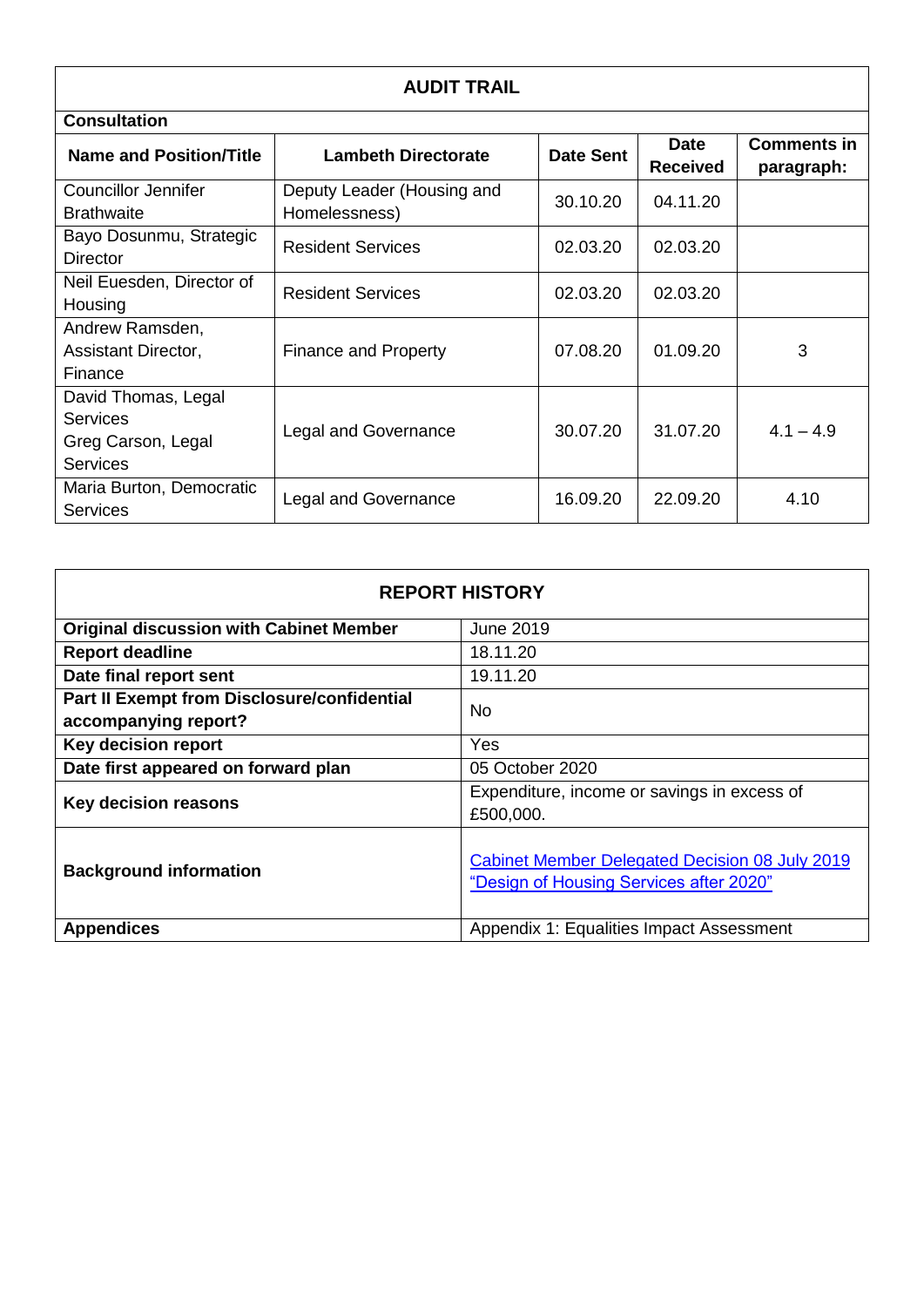## AUDIT TRAIL

**Consultation**

| Name and Position/Title | Lambeth Directorate | Date Sent | Date Received | Comments in paragraph: |
|---|---|---|---|---|
| Councillor Jennifer Brathwaite | Deputy Leader (Housing and Homelessness) | 30.10.20 | 04.11.20 | |
| Bayo Dosunmu, Strategic Director | Resident Services | 02.03.20 | 02.03.20 | |
| Neil Euesden, Director of Housing | Resident Services | 02.03.20 | 02.03.20 | |
| Andrew Ramsden, Assistant Director, Finance | Finance and Property | 07.08.20 | 01.09.20 | 3 |
| David Thomas, Legal Services<br>Greg Carson, Legal Services | Legal and Governance | 30.07.20 | 31.07.20 | 4.1 – 4.9 |
| Maria Burton, Democratic Services | Legal and Governance | 16.09.20 | 22.09.20 | 4.10 |

## REPORT HISTORY

| | |
|---|---|
| **Original discussion with Cabinet Member** | June 2019 |
| **Report deadline** | 18.11.20 |
| **Date final report sent** | 19.11.20 |
| **Part II Exempt from Disclosure/confidential accompanying report?** | No |
| **Key decision report** | Yes |
| **Date first appeared on forward plan** | 05 October 2020 |
| **Key decision reasons** | Expenditure, income or savings in excess of £500,000. |
| **Background information** | Cabinet Member Delegated Decision 08 July 2019 "Design of Housing Services after 2020" |
| **Appendices** | Appendix 1: Equalities Impact Assessment |